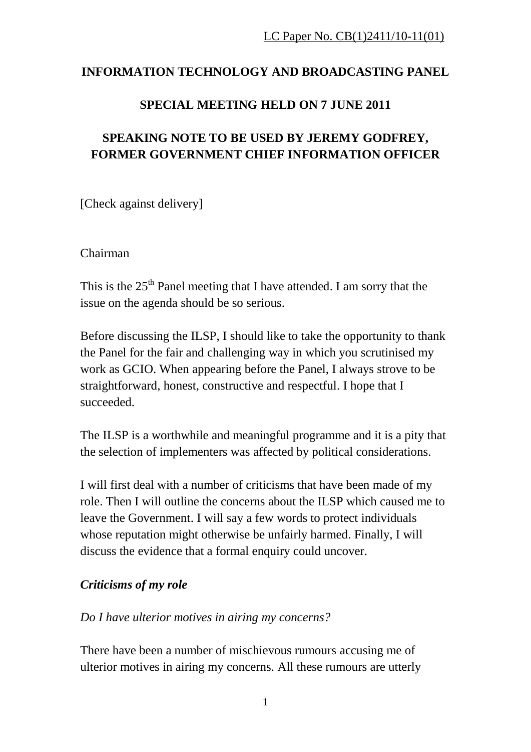LC Paper No. CB(1)2411/10-11(01)

**INFORMATION TECHNOLOGY AND BROADCASTING PANEL**

**SPECIAL MEETING HELD ON 7 JUNE 2011**

**SPEAKING NOTE TO BE USED BY JEREMY GODFREY, FORMER GOVERNMENT CHIEF INFORMATION OFFICER**

[Check against delivery]

Chairman

This is the 25th Panel meeting that I have attended. I am sorry that the issue on the agenda should be so serious.

Before discussing the ILSP, I should like to take the opportunity to thank the Panel for the fair and challenging way in which you scrutinised my work as GCIO. When appearing before the Panel, I always strove to be straightforward, honest, constructive and respectful. I hope that I succeeded.

The ILSP is a worthwhile and meaningful programme and it is a pity that the selection of implementers was affected by political considerations.

I will first deal with a number of criticisms that have been made of my role. Then I will outline the concerns about the ILSP which caused me to leave the Government. I will say a few words to protect individuals whose reputation might otherwise be unfairly harmed. Finally, I will discuss the evidence that a formal enquiry could uncover.

***Criticisms of my role***

*Do I have ulterior motives in airing my concerns?*

There have been a number of mischievous rumours accusing me of ulterior motives in airing my concerns. All these rumours are utterly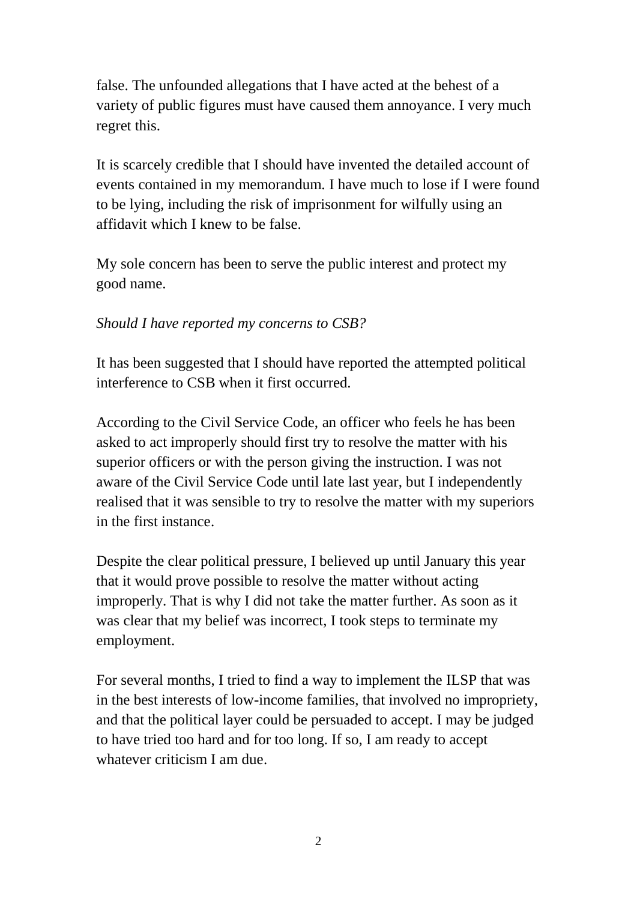false. The unfounded allegations that I have acted at the behest of a variety of public figures must have caused them annoyance. I very much regret this.

It is scarcely credible that I should have invented the detailed account of events contained in my memorandum. I have much to lose if I were found to be lying, including the risk of imprisonment for wilfully using an affidavit which I knew to be false.

My sole concern has been to serve the public interest and protect my good name.

*Should I have reported my concerns to CSB?*

It has been suggested that I should have reported the attempted political interference to CSB when it first occurred.

According to the Civil Service Code, an officer who feels he has been asked to act improperly should first try to resolve the matter with his superior officers or with the person giving the instruction. I was not aware of the Civil Service Code until late last year, but I independently realised that it was sensible to try to resolve the matter with my superiors in the first instance.

Despite the clear political pressure, I believed up until January this year that it would prove possible to resolve the matter without acting improperly. That is why I did not take the matter further. As soon as it was clear that my belief was incorrect, I took steps to terminate my employment.

For several months, I tried to find a way to implement the ILSP that was in the best interests of low-income families, that involved no impropriety, and that the political layer could be persuaded to accept. I may be judged to have tried too hard and for too long. If so, I am ready to accept whatever criticism I am due.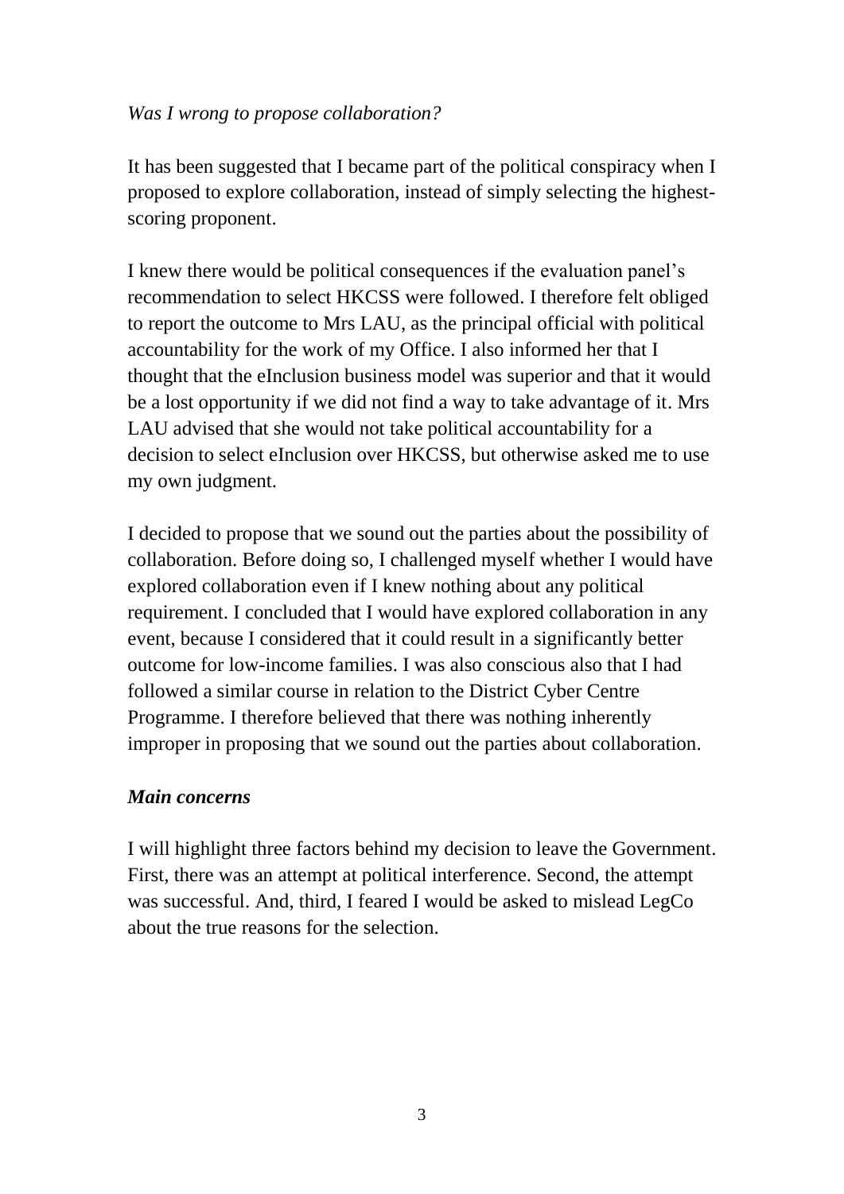*Was I wrong to propose collaboration?*

It has been suggested that I became part of the political conspiracy when I proposed to explore collaboration, instead of simply selecting the highest-scoring proponent.

I knew there would be political consequences if the evaluation panel's recommendation to select HKCSS were followed. I therefore felt obliged to report the outcome to Mrs LAU, as the principal official with political accountability for the work of my Office. I also informed her that I thought that the eInclusion business model was superior and that it would be a lost opportunity if we did not find a way to take advantage of it. Mrs LAU advised that she would not take political accountability for a decision to select eInclusion over HKCSS, but otherwise asked me to use my own judgment.

I decided to propose that we sound out the parties about the possibility of collaboration. Before doing so, I challenged myself whether I would have explored collaboration even if I knew nothing about any political requirement. I concluded that I would have explored collaboration in any event, because I considered that it could result in a significantly better outcome for low-income families. I was also conscious also that I had followed a similar course in relation to the District Cyber Centre Programme. I therefore believed that there was nothing inherently improper in proposing that we sound out the parties about collaboration.

***Main concerns***

I will highlight three factors behind my decision to leave the Government. First, there was an attempt at political interference. Second, the attempt was successful. And, third, I feared I would be asked to mislead LegCo about the true reasons for the selection.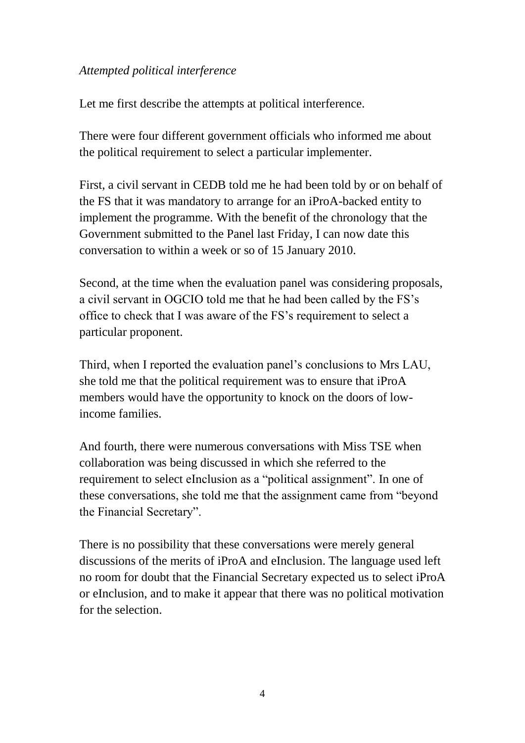*Attempted political interference*

Let me first describe the attempts at political interference.

There were four different government officials who informed me about the political requirement to select a particular implementer.

First, a civil servant in CEDB told me he had been told by or on behalf of the FS that it was mandatory to arrange for an iProA-backed entity to implement the programme. With the benefit of the chronology that the Government submitted to the Panel last Friday, I can now date this conversation to within a week or so of 15 January 2010.

Second, at the time when the evaluation panel was considering proposals, a civil servant in OGCIO told me that he had been called by the FS's office to check that I was aware of the FS's requirement to select a particular proponent.

Third, when I reported the evaluation panel's conclusions to Mrs LAU, she told me that the political requirement was to ensure that iProA members would have the opportunity to knock on the doors of low-income families.

And fourth, there were numerous conversations with Miss TSE when collaboration was being discussed in which she referred to the requirement to select eInclusion as a "political assignment". In one of these conversations, she told me that the assignment came from "beyond the Financial Secretary".

There is no possibility that these conversations were merely general discussions of the merits of iProA and eInclusion. The language used left no room for doubt that the Financial Secretary expected us to select iProA or eInclusion, and to make it appear that there was no political motivation for the selection.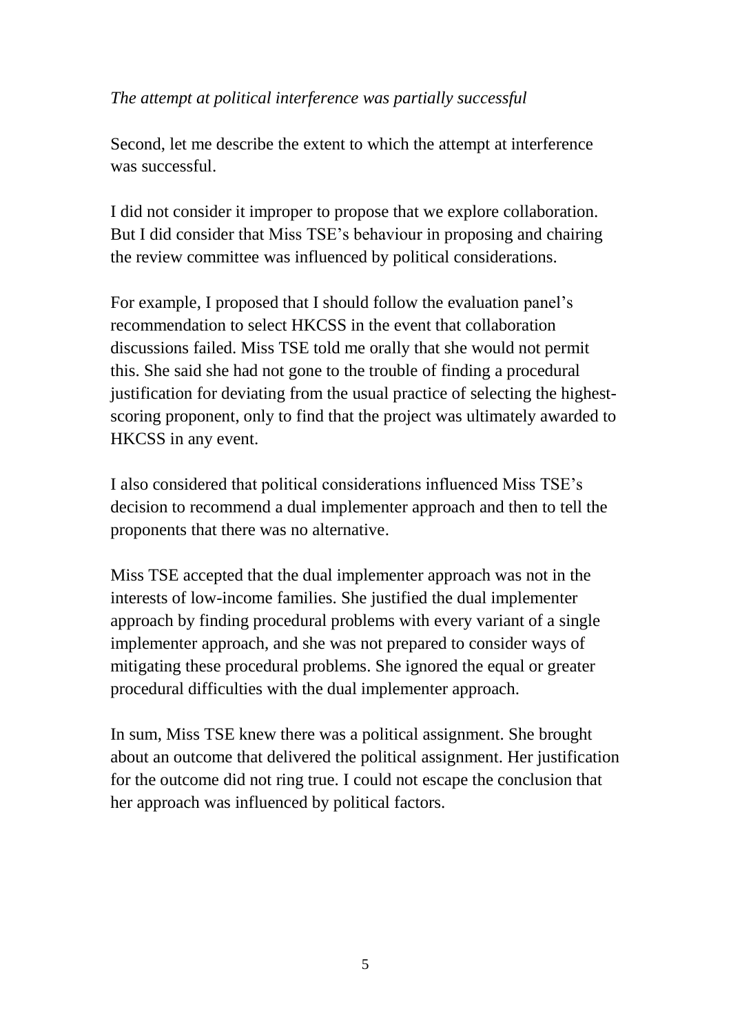*The attempt at political interference was partially successful*

Second, let me describe the extent to which the attempt at interference was successful.

I did not consider it improper to propose that we explore collaboration. But I did consider that Miss TSE's behaviour in proposing and chairing the review committee was influenced by political considerations.

For example, I proposed that I should follow the evaluation panel's recommendation to select HKCSS in the event that collaboration discussions failed. Miss TSE told me orally that she would not permit this. She said she had not gone to the trouble of finding a procedural justification for deviating from the usual practice of selecting the highest-scoring proponent, only to find that the project was ultimately awarded to HKCSS in any event.

I also considered that political considerations influenced Miss TSE's decision to recommend a dual implementer approach and then to tell the proponents that there was no alternative.

Miss TSE accepted that the dual implementer approach was not in the interests of low-income families. She justified the dual implementer approach by finding procedural problems with every variant of a single implementer approach, and she was not prepared to consider ways of mitigating these procedural problems. She ignored the equal or greater procedural difficulties with the dual implementer approach.

In sum, Miss TSE knew there was a political assignment. She brought about an outcome that delivered the political assignment. Her justification for the outcome did not ring true. I could not escape the conclusion that her approach was influenced by political factors.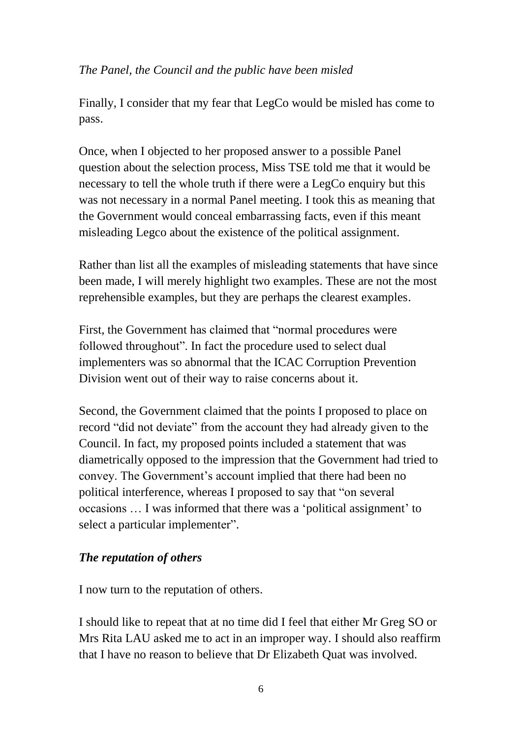*The Panel, the Council and the public have been misled*

Finally, I consider that my fear that LegCo would be misled has come to pass.

Once, when I objected to her proposed answer to a possible Panel question about the selection process, Miss TSE told me that it would be necessary to tell the whole truth if there were a LegCo enquiry but this was not necessary in a normal Panel meeting. I took this as meaning that the Government would conceal embarrassing facts, even if this meant misleading Legco about the existence of the political assignment.

Rather than list all the examples of misleading statements that have since been made, I will merely highlight two examples. These are not the most reprehensible examples, but they are perhaps the clearest examples.

First, the Government has claimed that "normal procedures were followed throughout". In fact the procedure used to select dual implementers was so abnormal that the ICAC Corruption Prevention Division went out of their way to raise concerns about it.

Second, the Government claimed that the points I proposed to place on record "did not deviate" from the account they had already given to the Council. In fact, my proposed points included a statement that was diametrically opposed to the impression that the Government had tried to convey. The Government's account implied that there had been no political interference, whereas I proposed to say that "on several occasions … I was informed that there was a 'political assignment' to select a particular implementer".

***The reputation of others***

I now turn to the reputation of others.

I should like to repeat that at no time did I feel that either Mr Greg SO or Mrs Rita LAU asked me to act in an improper way. I should also reaffirm that I have no reason to believe that Dr Elizabeth Quat was involved.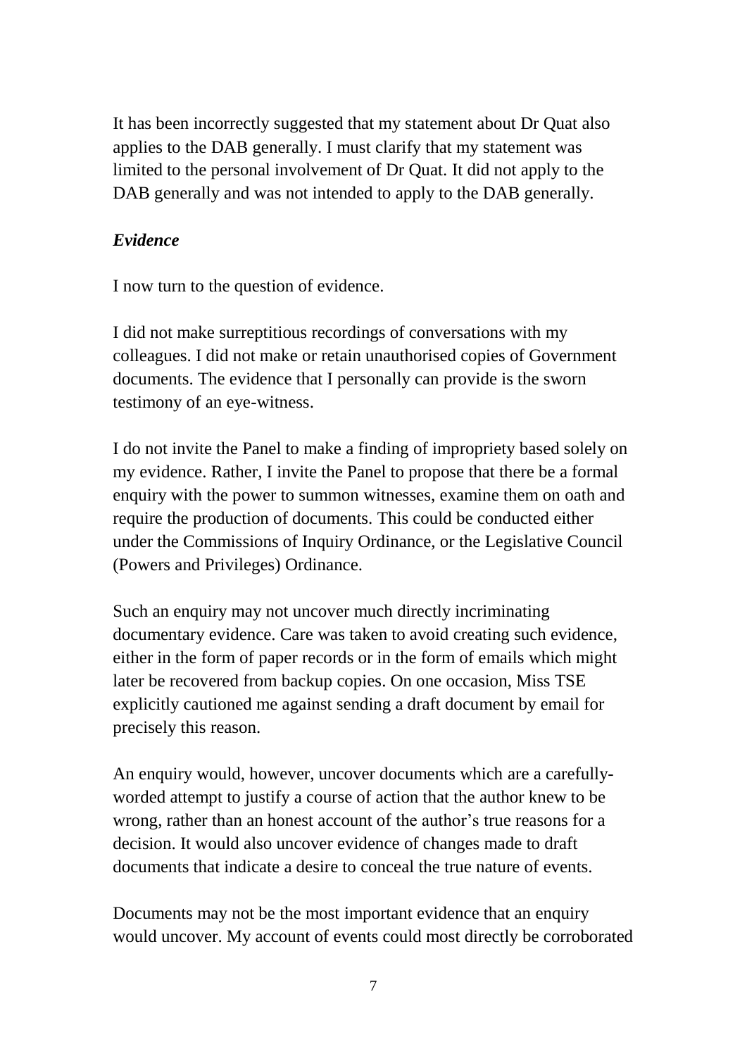It has been incorrectly suggested that my statement about Dr Quat also applies to the DAB generally. I must clarify that my statement was limited to the personal involvement of Dr Quat. It did not apply to the DAB generally and was not intended to apply to the DAB generally.

### *Evidence*

I now turn to the question of evidence.

I did not make surreptitious recordings of conversations with my colleagues. I did not make or retain unauthorised copies of Government documents. The evidence that I personally can provide is the sworn testimony of an eye-witness.

I do not invite the Panel to make a finding of impropriety based solely on my evidence. Rather, I invite the Panel to propose that there be a formal enquiry with the power to summon witnesses, examine them on oath and require the production of documents. This could be conducted either under the Commissions of Inquiry Ordinance, or the Legislative Council (Powers and Privileges) Ordinance.

Such an enquiry may not uncover much directly incriminating documentary evidence. Care was taken to avoid creating such evidence, either in the form of paper records or in the form of emails which might later be recovered from backup copies. On one occasion, Miss TSE explicitly cautioned me against sending a draft document by email for precisely this reason.

An enquiry would, however, uncover documents which are a carefully-worded attempt to justify a course of action that the author knew to be wrong, rather than an honest account of the author's true reasons for a decision. It would also uncover evidence of changes made to draft documents that indicate a desire to conceal the true nature of events.

Documents may not be the most important evidence that an enquiry would uncover. My account of events could most directly be corroborated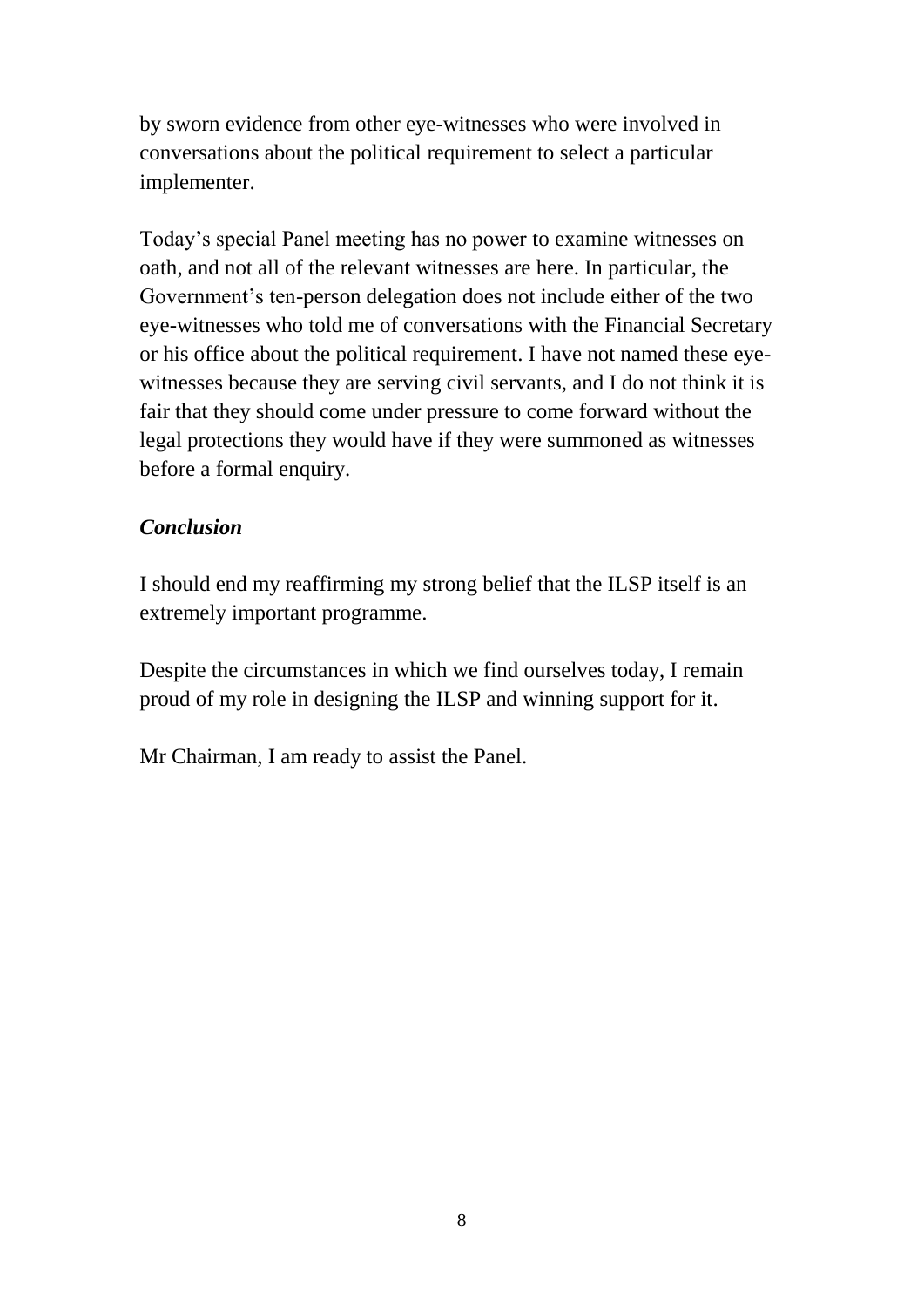by sworn evidence from other eye-witnesses who were involved in conversations about the political requirement to select a particular implementer.

Today's special Panel meeting has no power to examine witnesses on oath, and not all of the relevant witnesses are here. In particular, the Government's ten-person delegation does not include either of the two eye-witnesses who told me of conversations with the Financial Secretary or his office about the political requirement. I have not named these eye-witnesses because they are serving civil servants, and I do not think it is fair that they should come under pressure to come forward without the legal protections they would have if they were summoned as witnesses before a formal enquiry.

### *Conclusion*

I should end my reaffirming my strong belief that the ILSP itself is an extremely important programme.

Despite the circumstances in which we find ourselves today, I remain proud of my role in designing the ILSP and winning support for it.

Mr Chairman, I am ready to assist the Panel.